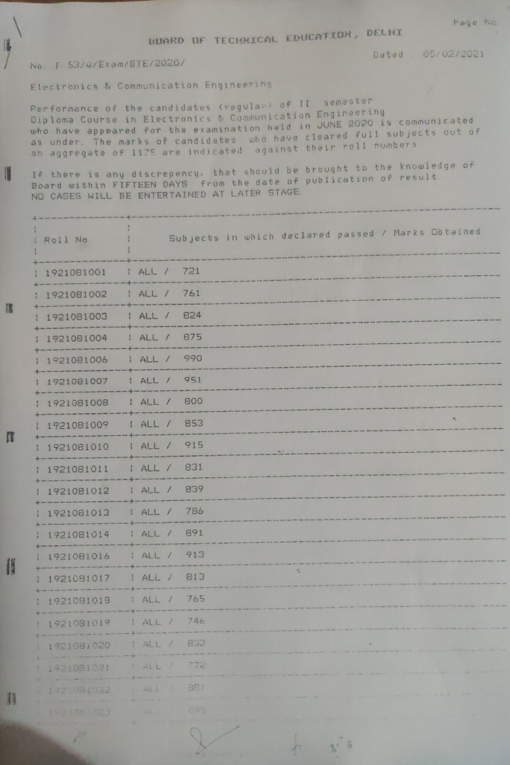# BOARD OF TECHNICAL EDUCATION, DELHI

No. F 53/G/Exam/BTE/2020/ Dated . 05/02/2021

Electronics & Communication Engineering

Performance of the candidates (regular) of II semester Diploma Course in Electronics & Communication Engineering who have appeared for the examination held in JUNE 2020 is communicated as under. The marks of candidates who have cleared full subjects out of an aggregate of 1175 are indicated against their roll numbers.

If there is any discrepency, that should be brought to the knowledge of Board within FIFTEEN DAYS from the date of publication of result. NO CASES WILL BE ENTERTAINED AT LATER STAGE.

| Roll No | Subjects in which declared passed / Marks Obtained |
|---|---|
| 1921081001 | ALL / 721 |
| 1921081002 | ALL / 761 |
| 1921081003 | ALL / 824 |
| 1921081004 | ALL / 875 |
| 1921081006 | ALL / 990 |
| 1921081007 | ALL / 951 |
| 1921081008 | ALL / 800 |
| 1921081009 | ALL / 853 |
| 1921081010 | ALL / 915 |
| 1921081011 | ALL / 831 |
| 1921081012 | ALL / 839 |
| 1921081013 | ALL / 786 |
| 1921081014 | ALL / 891 |
| 1921081016 | ALL / 913 |
| 1921081017 | ALL / 813 |
| 1921081018 | ALL / 765 |
| 1921081019 | ALL / 746 |
| 1921081020 | ALL / 833 |
| 1921081021 | ALL / 772 |
| 1921081022 | ALL / 881 |
| 1921081023 | ALL / 846 |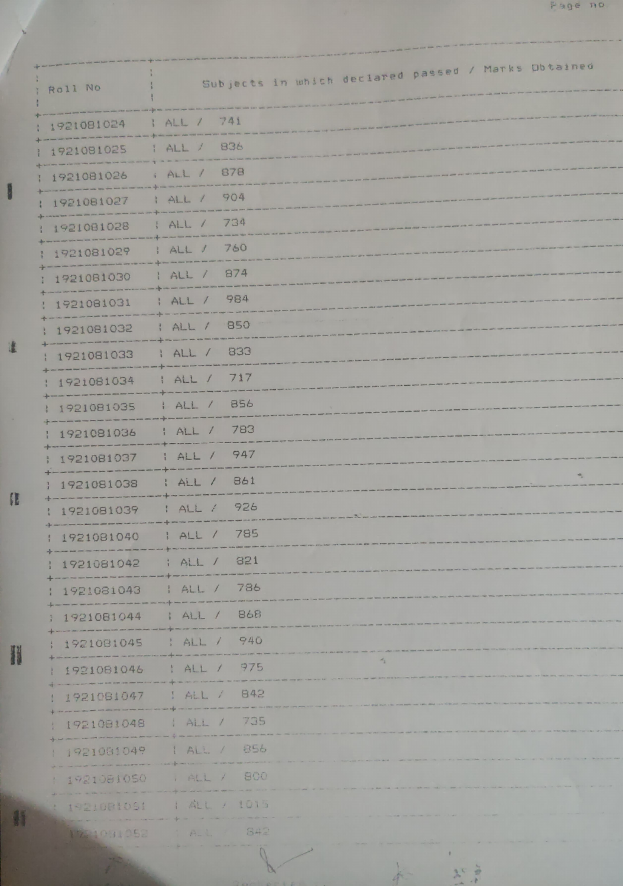| Roll No | Subjects in which declared passed / Marks Obtained |
|---|---|
| 1921081024 | ALL / 741 |
| 1921081025 | ALL / 836 |
| 1921081026 | ALL / 878 |
| 1921081027 | ALL / 904 |
| 1921081028 | ALL / 734 |
| 1921081029 | ALL / 760 |
| 1921081030 | ALL / 874 |
| 1921081031 | ALL / 984 |
| 1921081032 | ALL / 850 |
| 1921081033 | ALL / 833 |
| 1921081034 | ALL / 717 |
| 1921081035 | ALL / 856 |
| 1921081036 | ALL / 783 |
| 1921081037 | ALL / 947 |
| 1921081038 | ALL / 861 |
| 1921081039 | ALL / 926 |
| 1921081040 | ALL / 785 |
| 1921081042 | ALL / 821 |
| 1921081043 | ALL / 786 |
| 1921081044 | ALL / 868 |
| 1921081045 | ALL / 940 |
| 1921081046 | ALL / 975 |
| 1921081047 | ALL / 842 |
| 1921081048 | ALL / 735 |
| 1921081049 | ALL / 856 |
| 1921081050 | ALL / 800 |
| 1921081051 | ALL / 1015 |
| 1921081052 | ALL / 842 |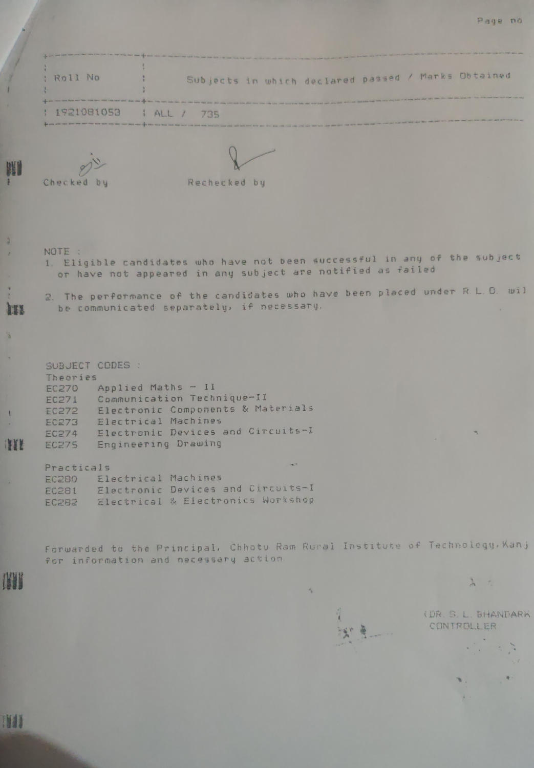| Roll No | Subjects in which declared passed / Marks Obtained |
|---|---|
| 1921081053 | ALL / 735 |

Checked by                    Rechecked by

NOTE :

1. Eligible candidates who have not been successful in any of the subject or have not appeared in any subject are notified as failed
2. The performance of the candidates who have been placed under R.L.D. wil be communicated separately, if necessary.

SUBJECT CODES :

Theories

EC270 Applied Maths - II
EC271 Communication Technique-II
EC272 Electronic Components & Materials
EC273 Electrical Machines
EC274 Electronic Devices and Circuits-I
EC275 Engineering Drawing

Practicals

EC280 Electrical Machines
EC281 Electronic Devices and Circuits-I
EC282 Electrical & Electronics Workshop

Forwarded to the Principal, Chhotu Ram Rural Institute of Technology, Kanj for information and necessary action

(DR. S. L. BHANDARK
CONTROLLER